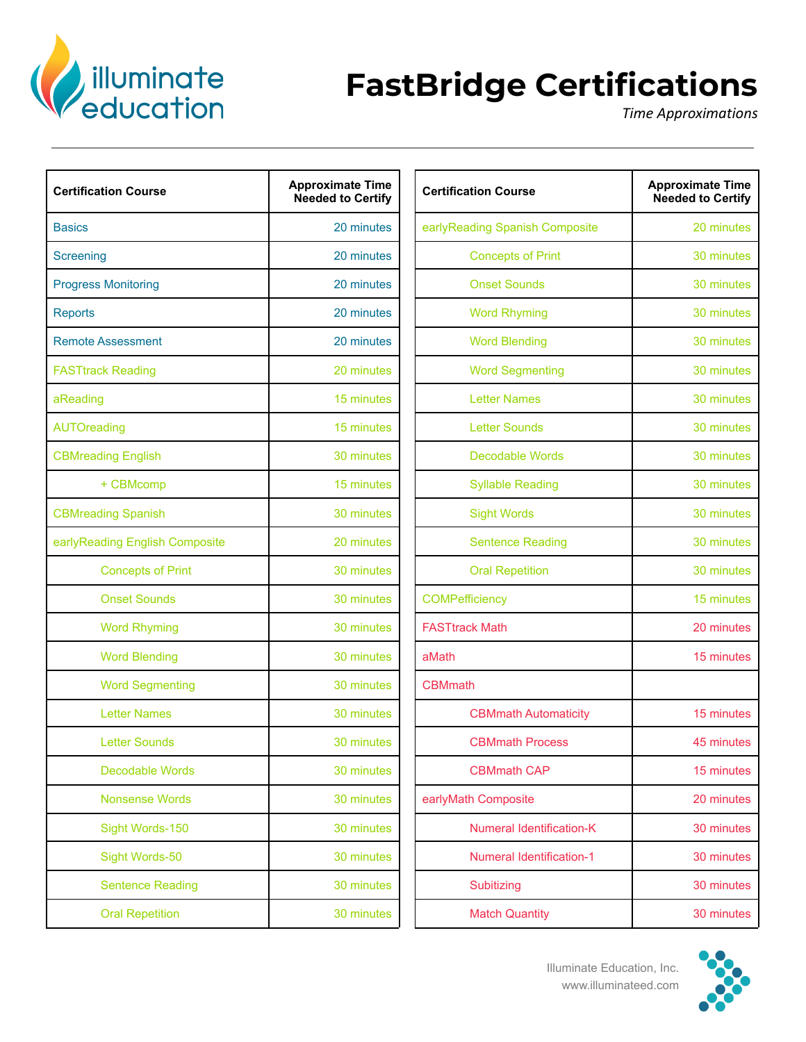# FastBridge Certifications

*Time Approximations*

| Certification Course | Approximate Time Needed to Certify |
|---|---|
| Basics | 20 minutes |
| Screening | 20 minutes |
| Progress Monitoring | 20 minutes |
| Reports | 20 minutes |
| Remote Assessment | 20 minutes |
| FASTtrack Reading | 20 minutes |
| aReading | 15 minutes |
| AUTOreading | 15 minutes |
| CBMreading English | 30 minutes |
| + CBMcomp | 15 minutes |
| CBMreading Spanish | 30 minutes |
| earlyReading English Composite | 20 minutes |
| Concepts of Print | 30 minutes |
| Onset Sounds | 30 minutes |
| Word Rhyming | 30 minutes |
| Word Blending | 30 minutes |
| Word Segmenting | 30 minutes |
| Letter Names | 30 minutes |
| Letter Sounds | 30 minutes |
| Decodable Words | 30 minutes |
| Nonsense Words | 30 minutes |
| Sight Words-150 | 30 minutes |
| Sight Words-50 | 30 minutes |
| Sentence Reading | 30 minutes |
| Oral Repetition | 30 minutes |

| Certification Course | Approximate Time Needed to Certify |
|---|---|
| earlyReading Spanish Composite | 20 minutes |
| Concepts of Print | 30 minutes |
| Onset Sounds | 30 minutes |
| Word Rhyming | 30 minutes |
| Word Blending | 30 minutes |
| Word Segmenting | 30 minutes |
| Letter Names | 30 minutes |
| Letter Sounds | 30 minutes |
| Decodable Words | 30 minutes |
| Syllable Reading | 30 minutes |
| Sight Words | 30 minutes |
| Sentence Reading | 30 minutes |
| Oral Repetition | 30 minutes |
| COMPefficiency | 15 minutes |
| FASTtrack Math | 20 minutes |
| aMath | 15 minutes |
| CBMmath | |
| CBMmath Automaticity | 15 minutes |
| CBMmath Process | 45 minutes |
| CBMmath CAP | 15 minutes |
| earlyMath Composite | 20 minutes |
| Numeral Identification-K | 30 minutes |
| Numeral Identification-1 | 30 minutes |
| Subitizing | 30 minutes |
| Match Quantity | 30 minutes |

Illuminate Education, Inc.
www.illuminateed.com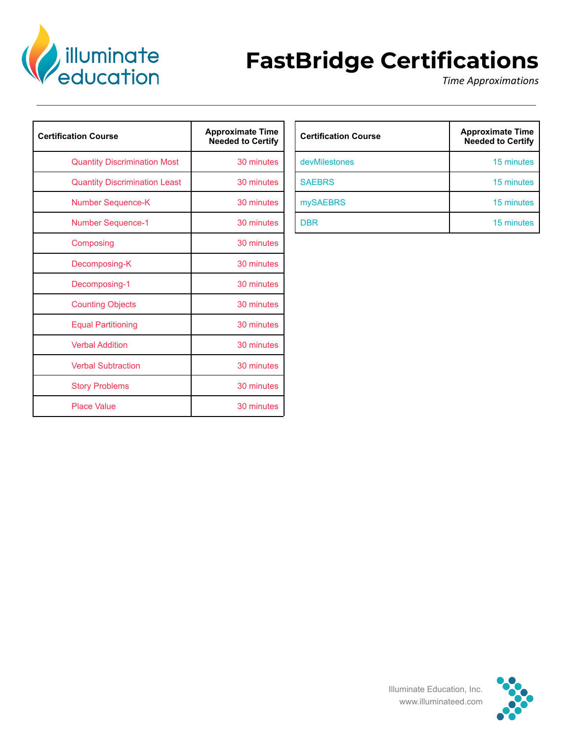# FastBridge Certifications

*Time Approximations*

| Certification Course | Approximate Time Needed to Certify |
|---|---|
| Quantity Discrimination Most | 30 minutes |
| Quantity Discrimination Least | 30 minutes |
| Number Sequence-K | 30 minutes |
| Number Sequence-1 | 30 minutes |
| Composing | 30 minutes |
| Decomposing-K | 30 minutes |
| Decomposing-1 | 30 minutes |
| Counting Objects | 30 minutes |
| Equal Partitioning | 30 minutes |
| Verbal Addition | 30 minutes |
| Verbal Subtraction | 30 minutes |
| Story Problems | 30 minutes |
| Place Value | 30 minutes |

| Certification Course | Approximate Time Needed to Certify |
|---|---|
| devMilestones | 15 minutes |
| SAEBRS | 15 minutes |
| mySAEBRS | 15 minutes |
| DBR | 15 minutes |

Illuminate Education, Inc.
www.illuminateed.com